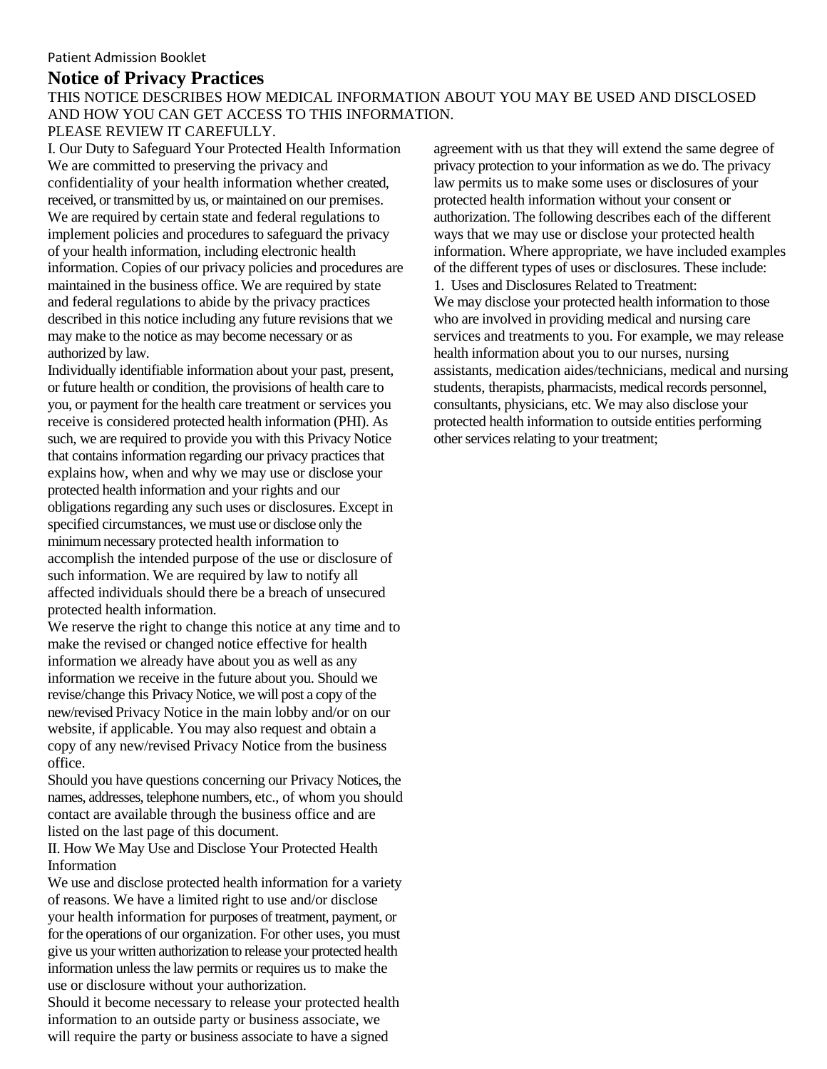Patient Admission Booklet

# Notice of Privacy Practices

THIS NOTICE DESCRIBES HOW MEDICAL INFORMATION ABOUT YOU MAY BE USED AND DISCLOSED AND HOW YOU CAN GET ACCESS TO THIS INFORMATION.
PLEASE REVIEW IT CAREFULLY.

## I. Our Duty to Safeguard Your Protected Health Information

We are committed to preserving the privacy and confidentiality of your health information whether created, received, or transmitted by us, or maintained on our premises. We are required by certain state and federal regulations to implement policies and procedures to safeguard the privacy of your health information, including electronic health information. Copies of our privacy policies and procedures are maintained in the business office. We are required by state and federal regulations to abide by the privacy practices described in this notice including any future revisions that we may make to the notice as may become necessary or as authorized by law.

Individually identifiable information about your past, present, or future health or condition, the provisions of health care to you, or payment for the health care treatment or services you receive is considered protected health information (PHI). As such, we are required to provide you with this Privacy Notice that contains information regarding our privacy practices that explains how, when and why we may use or disclose your protected health information and your rights and our obligations regarding any such uses or disclosures. Except in specified circumstances, we must use or disclose only the minimum necessary protected health information to accomplish the intended purpose of the use or disclosure of such information. We are required by law to notify all affected individuals should there be a breach of unsecured protected health information.

We reserve the right to change this notice at any time and to make the revised or changed notice effective for health information we already have about you as well as any information we receive in the future about you. Should we revise/change this Privacy Notice, we will post a copy of the new/revised Privacy Notice in the main lobby and/or on our website, if applicable. You may also request and obtain a copy of any new/revised Privacy Notice from the business office.

Should you have questions concerning our Privacy Notices, the names, addresses, telephone numbers, etc., of whom you should contact are available through the business office and are listed on the last page of this document.

## II. How We May Use and Disclose Your Protected Health Information

We use and disclose protected health information for a variety of reasons. We have a limited right to use and/or disclose your health information for purposes of treatment, payment, or for the operations of our organization. For other uses, you must give us your written authorization to release your protected health information unless the law permits or requires us to make the use or disclosure without your authorization.

Should it become necessary to release your protected health information to an outside party or business associate, we will require the party or business associate to have a signed agreement with us that they will extend the same degree of privacy protection to your information as we do. The privacy law permits us to make some uses or disclosures of your protected health information without your consent or authorization. The following describes each of the different ways that we may use or disclose your protected health information. Where appropriate, we have included examples of the different types of uses or disclosures. These include:

1. Uses and Disclosures Related to Treatment:

We may disclose your protected health information to those who are involved in providing medical and nursing care services and treatments to you. For example, we may release health information about you to our nurses, nursing assistants, medication aides/technicians, medical and nursing students, therapists, pharmacists, medical records personnel, consultants, physicians, etc. We may also disclose your protected health information to outside entities performing other services relating to your treatment;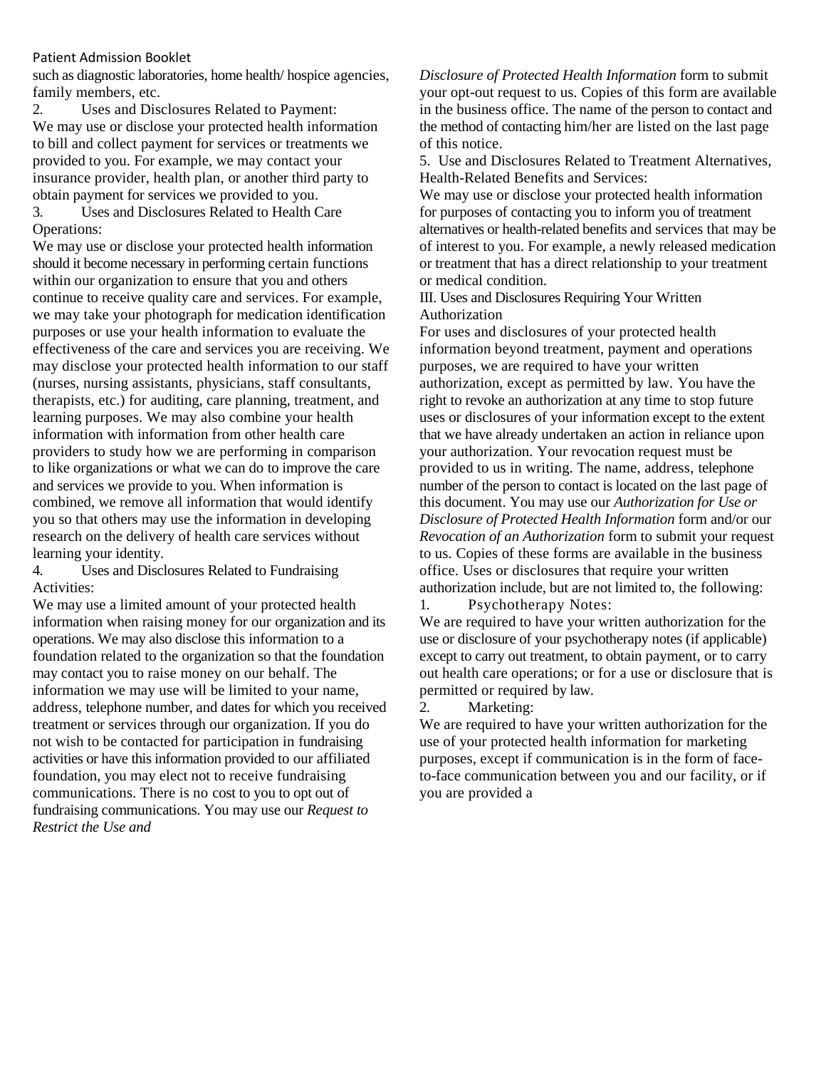such as diagnostic laboratories, home health/ hospice agencies, family members, etc.

2. Uses and Disclosures Related to Payment:

We may use or disclose your protected health information to bill and collect payment for services or treatments we provided to you. For example, we may contact your insurance provider, health plan, or another third party to obtain payment for services we provided to you.

3. Uses and Disclosures Related to Health Care Operations:

We may use or disclose your protected health information should it become necessary in performing certain functions within our organization to ensure that you and others continue to receive quality care and services. For example, we may take your photograph for medication identification purposes or use your health information to evaluate the effectiveness of the care and services you are receiving. We may disclose your protected health information to our staff (nurses, nursing assistants, physicians, staff consultants, therapists, etc.) for auditing, care planning, treatment, and learning purposes. We may also combine your health information with information from other health care providers to study how we are performing in comparison to like organizations or what we can do to improve the care and services we provide to you. When information is combined, we remove all information that would identify you so that others may use the information in developing research on the delivery of health care services without learning your identity.

4. Uses and Disclosures Related to Fundraising Activities:

We may use a limited amount of your protected health information when raising money for our organization and its operations. We may also disclose this information to a foundation related to the organization so that the foundation may contact you to raise money on our behalf. The information we may use will be limited to your name, address, telephone number, and dates for which you received treatment or services through our organization. If you do not wish to be contacted for participation in fundraising activities or have this information provided to our affiliated foundation, you may elect not to receive fundraising communications. There is no cost to you to opt out of fundraising communications. You may use our *Request to Restrict the Use and Disclosure of Protected Health Information* form to submit your opt-out request to us. Copies of this form are available in the business office. The name of the person to contact and the method of contacting him/her are listed on the last page of this notice.

5. Use and Disclosures Related to Treatment Alternatives, Health-Related Benefits and Services:

We may use or disclose your protected health information for purposes of contacting you to inform you of treatment alternatives or health-related benefits and services that may be of interest to you. For example, a newly released medication or treatment that has a direct relationship to your treatment or medical condition.

III. Uses and Disclosures Requiring Your Written Authorization

For uses and disclosures of your protected health information beyond treatment, payment and operations purposes, we are required to have your written authorization, except as permitted by law. You have the right to revoke an authorization at any time to stop future uses or disclosures of your information except to the extent that we have already undertaken an action in reliance upon your authorization. Your revocation request must be provided to us in writing. The name, address, telephone number of the person to contact is located on the last page of this document. You may use our *Authorization for Use or Disclosure of Protected Health Information* form and/or our *Revocation of an Authorization* form to submit your request to us. Copies of these forms are available in the business office. Uses or disclosures that require your written authorization include, but are not limited to, the following:

1. Psychotherapy Notes:

We are required to have your written authorization for the use or disclosure of your psychotherapy notes (if applicable) except to carry out treatment, to obtain payment, or to carry out health care operations; or for a use or disclosure that is permitted or required by law.

2. Marketing:

We are required to have your written authorization for the use of your protected health information for marketing purposes, except if communication is in the form of face-to-face communication between you and our facility, or if you are provided a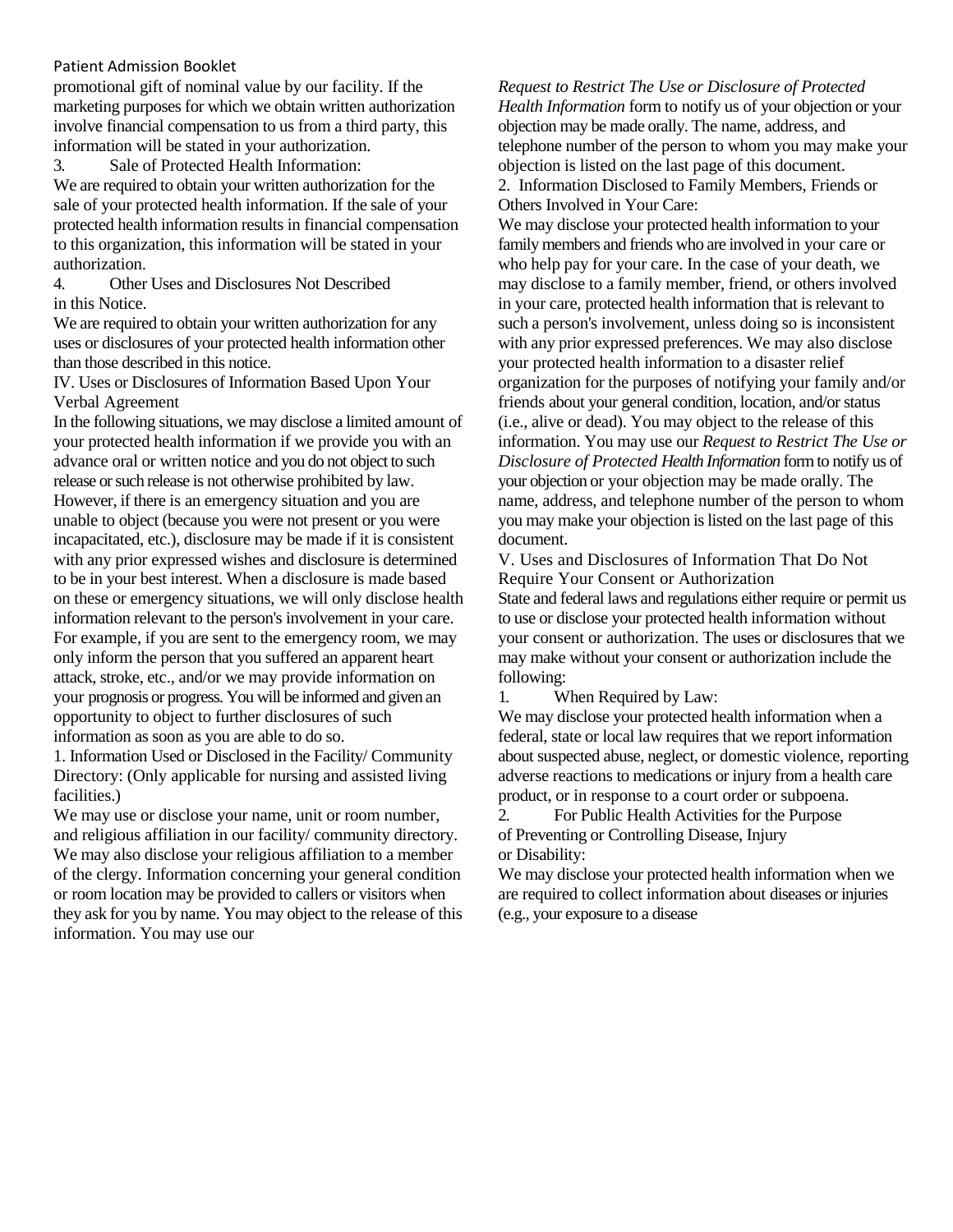promotional gift of nominal value by our facility. If the marketing purposes for which we obtain written authorization involve financial compensation to us from a third party, this information will be stated in your authorization.

3. Sale of Protected Health Information:

We are required to obtain your written authorization for the sale of your protected health information. If the sale of your protected health information results in financial compensation to this organization, this information will be stated in your authorization.

4. Other Uses and Disclosures Not Described in this Notice.

We are required to obtain your written authorization for any uses or disclosures of your protected health information other than those described in this notice.

## IV. Uses or Disclosures of Information Based Upon Your Verbal Agreement

In the following situations, we may disclose a limited amount of your protected health information if we provide you with an advance oral or written notice and you do not object to such release or such release is not otherwise prohibited by law. However, if there is an emergency situation and you are unable to object (because you were not present or you were incapacitated, etc.), disclosure may be made if it is consistent with any prior expressed wishes and disclosure is determined to be in your best interest. When a disclosure is made based on these or emergency situations, we will only disclose health information relevant to the person's involvement in your care. For example, if you are sent to the emergency room, we may only inform the person that you suffered an apparent heart attack, stroke, etc., and/or we may provide information on your prognosis or progress. You will be informed and given an opportunity to object to further disclosures of such information as soon as you are able to do so.

1. Information Used or Disclosed in the Facility/ Community Directory: (Only applicable for nursing and assisted living facilities.)

We may use or disclose your name, unit or room number, and religious affiliation in our facility/ community directory. We may also disclose your religious affiliation to a member of the clergy. Information concerning your general condition or room location may be provided to callers or visitors when they ask for you by name. You may object to the release of this information. You may use our *Request to Restrict The Use or Disclosure of Protected Health Information* form to notify us of your objection or your objection may be made orally. The name, address, and telephone number of the person to whom you may make your objection is listed on the last page of this document.

2. Information Disclosed to Family Members, Friends or Others Involved in Your Care:

We may disclose your protected health information to your family members and friends who are involved in your care or who help pay for your care. In the case of your death, we may disclose to a family member, friend, or others involved in your care, protected health information that is relevant to such a person's involvement, unless doing so is inconsistent with any prior expressed preferences. We may also disclose your protected health information to a disaster relief organization for the purposes of notifying your family and/or friends about your general condition, location, and/or status (i.e., alive or dead). You may object to the release of this information. You may use our *Request to Restrict The Use or Disclosure of Protected Health Information* form to notify us of your objection or your objection may be made orally. The name, address, and telephone number of the person to whom you may make your objection is listed on the last page of this document.

## V. Uses and Disclosures of Information That Do Not Require Your Consent or Authorization

State and federal laws and regulations either require or permit us to use or disclose your protected health information without your consent or authorization. The uses or disclosures that we may make without your consent or authorization include the following:

1. When Required by Law:

We may disclose your protected health information when a federal, state or local law requires that we report information about suspected abuse, neglect, or domestic violence, reporting adverse reactions to medications or injury from a health care product, or in response to a court order or subpoena.

2. For Public Health Activities for the Purpose of Preventing or Controlling Disease, Injury or Disability:

We may disclose your protected health information when we are required to collect information about diseases or injuries (e.g., your exposure to a disease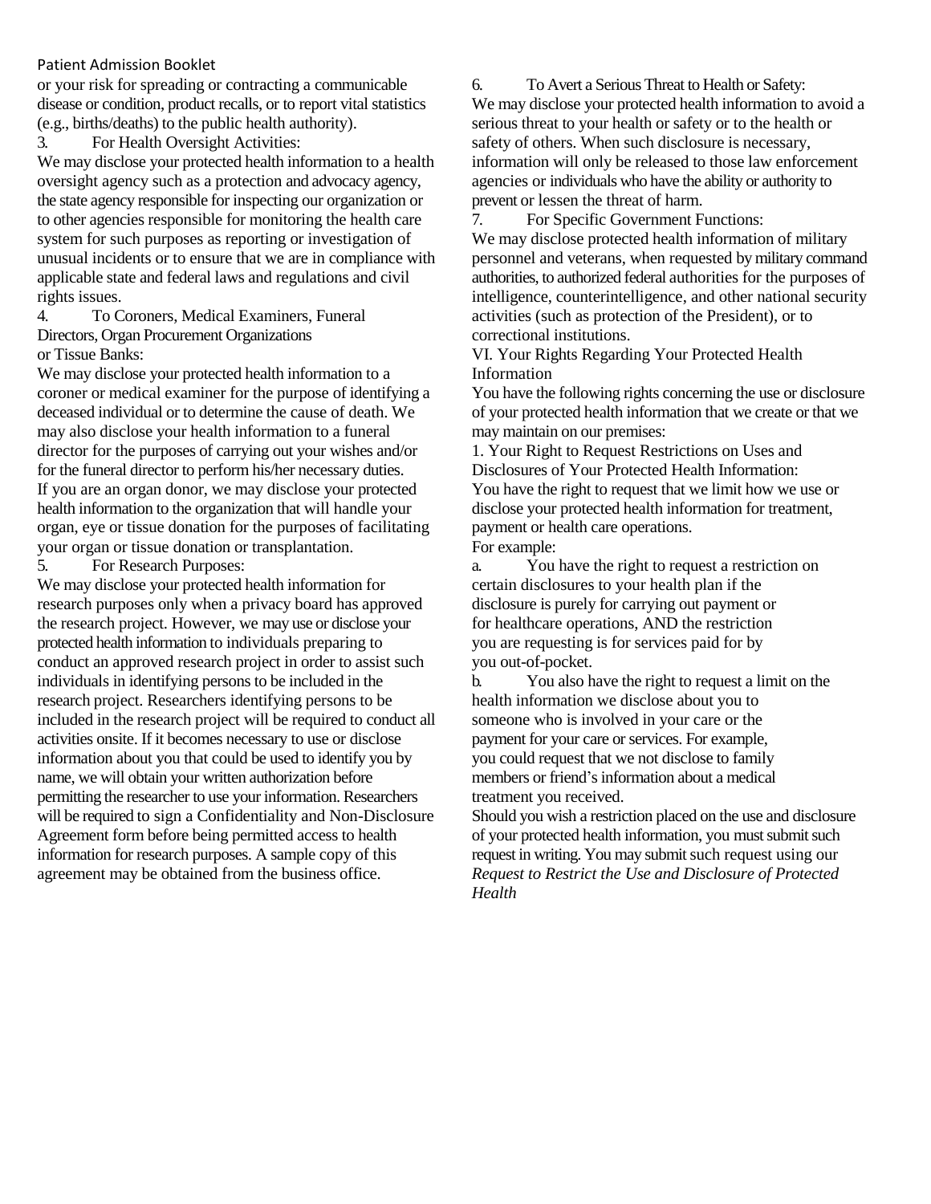or your risk for spreading or contracting a communicable disease or condition, product recalls, or to report vital statistics (e.g., births/deaths) to the public health authority).

3. For Health Oversight Activities:

We may disclose your protected health information to a health oversight agency such as a protection and advocacy agency, the state agency responsible for inspecting our organization or to other agencies responsible for monitoring the health care system for such purposes as reporting or investigation of unusual incidents or to ensure that we are in compliance with applicable state and federal laws and regulations and civil rights issues.

4. To Coroners, Medical Examiners, Funeral Directors, Organ Procurement Organizations or Tissue Banks:

We may disclose your protected health information to a coroner or medical examiner for the purpose of identifying a deceased individual or to determine the cause of death. We may also disclose your health information to a funeral director for the purposes of carrying out your wishes and/or for the funeral director to perform his/her necessary duties. If you are an organ donor, we may disclose your protected health information to the organization that will handle your organ, eye or tissue donation for the purposes of facilitating your organ or tissue donation or transplantation.

5. For Research Purposes:

We may disclose your protected health information for research purposes only when a privacy board has approved the research project. However, we may use or disclose your protected health information to individuals preparing to conduct an approved research project in order to assist such individuals in identifying persons to be included in the research project. Researchers identifying persons to be included in the research project will be required to conduct all activities onsite. If it becomes necessary to use or disclose information about you that could be used to identify you by name, we will obtain your written authorization before permitting the researcher to use your information. Researchers will be required to sign a Confidentiality and Non-Disclosure Agreement form before being permitted access to health information for research purposes. A sample copy of this agreement may be obtained from the business office.

6. To Avert a Serious Threat to Health or Safety:

We may disclose your protected health information to avoid a serious threat to your health or safety or to the health or safety of others. When such disclosure is necessary, information will only be released to those law enforcement agencies or individuals who have the ability or authority to prevent or lessen the threat of harm.

7. For Specific Government Functions:

We may disclose protected health information of military personnel and veterans, when requested by military command authorities, to authorized federal authorities for the purposes of intelligence, counterintelligence, and other national security activities (such as protection of the President), or to correctional institutions.

## VI. Your Rights Regarding Your Protected Health Information

You have the following rights concerning the use or disclosure of your protected health information that we create or that we may maintain on our premises:

1. Your Right to Request Restrictions on Uses and Disclosures of Your Protected Health Information:

You have the right to request that we limit how we use or disclose your protected health information for treatment, payment or health care operations.

For example:

a. You have the right to request a restriction on certain disclosures to your health plan if the disclosure is purely for carrying out payment or for healthcare operations, AND the restriction you are requesting is for services paid for by you out-of-pocket.

b. You also have the right to request a limit on the health information we disclose about you to someone who is involved in your care or the payment for your care or services. For example, you could request that we not disclose to family members or friend's information about a medical treatment you received.

Should you wish a restriction placed on the use and disclosure of your protected health information, you must submit such request in writing. You may submit such request using our *Request to Restrict the Use and Disclosure of Protected Health*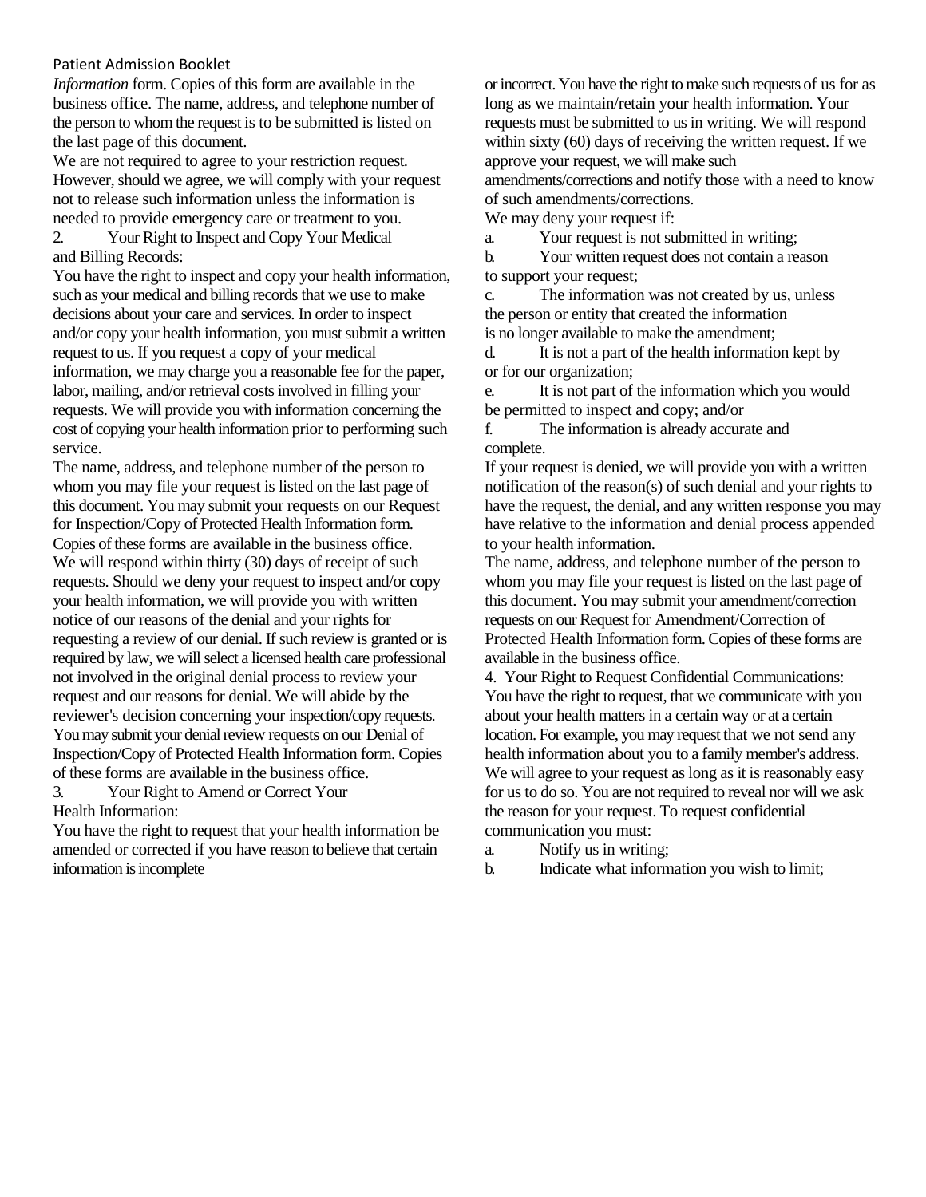*Information* form. Copies of this form are available in the business office. The name, address, and telephone number of the person to whom the request is to be submitted is listed on the last page of this document.

We are not required to agree to your restriction request. However, should we agree, we will comply with your request not to release such information unless the information is needed to provide emergency care or treatment to you.

2. Your Right to Inspect and Copy Your Medical and Billing Records:

You have the right to inspect and copy your health information, such as your medical and billing records that we use to make decisions about your care and services. In order to inspect and/or copy your health information, you must submit a written request to us. If you request a copy of your medical information, we may charge you a reasonable fee for the paper, labor, mailing, and/or retrieval costs involved in filling your requests. We will provide you with information concerning the cost of copying your health information prior to performing such service.

The name, address, and telephone number of the person to whom you may file your request is listed on the last page of this document. You may submit your requests on our Request for Inspection/Copy of Protected Health Information form. Copies of these forms are available in the business office.

We will respond within thirty (30) days of receipt of such requests. Should we deny your request to inspect and/or copy your health information, we will provide you with written notice of our reasons of the denial and your rights for requesting a review of our denial. If such review is granted or is required by law, we will select a licensed health care professional not involved in the original denial process to review your request and our reasons for denial. We will abide by the reviewer's decision concerning your inspection/copy requests. You may submit your denial review requests on our Denial of Inspection/Copy of Protected Health Information form. Copies of these forms are available in the business office.

3. Your Right to Amend or Correct Your Health Information:

You have the right to request that your health information be amended or corrected if you have reason to believe that certain information is incomplete or incorrect. You have the right to make such requests of us for as long as we maintain/retain your health information. Your requests must be submitted to us in writing. We will respond within sixty (60) days of receiving the written request. If we approve your request, we will make such amendments/corrections and notify those with a need to know of such amendments/corrections.

We may deny your request if:

a. Your request is not submitted in writing;
b. Your written request does not contain a reason to support your request;
c. The information was not created by us, unless the person or entity that created the information is no longer available to make the amendment;
d. It is not a part of the health information kept by or for our organization;
e. It is not part of the information which you would be permitted to inspect and copy; and/or
f. The information is already accurate and complete.

If your request is denied, we will provide you with a written notification of the reason(s) of such denial and your rights to have the request, the denial, and any written response you may have relative to the information and denial process appended to your health information.

The name, address, and telephone number of the person to whom you may file your request is listed on the last page of this document. You may submit your amendment/correction requests on our Request for Amendment/Correction of Protected Health Information form. Copies of these forms are available in the business office.

4. Your Right to Request Confidential Communications:

You have the right to request, that we communicate with you about your health matters in a certain way or at a certain location. For example, you may request that we not send any health information about you to a family member's address. We will agree to your request as long as it is reasonably easy for us to do so. You are not required to reveal nor will we ask the reason for your request. To request confidential communication you must:

a. Notify us in writing;
b. Indicate what information you wish to limit;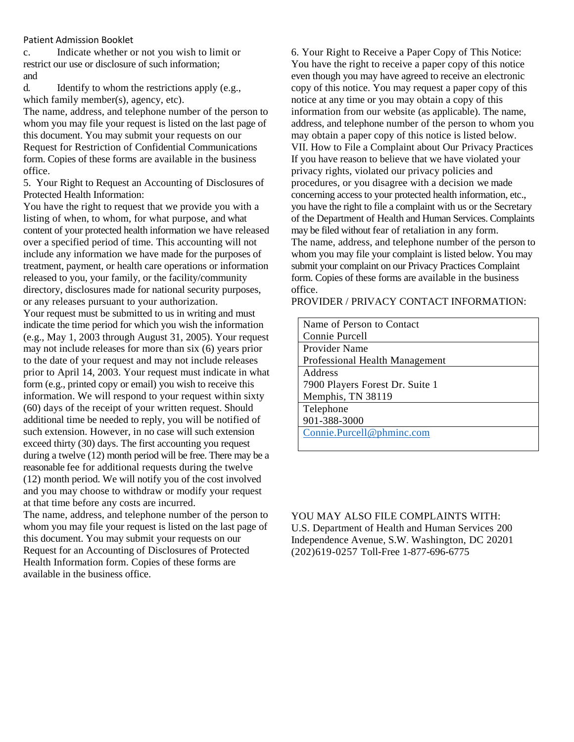c. Indicate whether or not you wish to limit or restrict our use or disclosure of such information; and

d. Identify to whom the restrictions apply (e.g., which family member(s), agency, etc).

The name, address, and telephone number of the person to whom you may file your request is listed on the last page of this document. You may submit your requests on our Request for Restriction of Confidential Communications form. Copies of these forms are available in the business office.

5. Your Right to Request an Accounting of Disclosures of Protected Health Information:

You have the right to request that we provide you with a listing of when, to whom, for what purpose, and what content of your protected health information we have released over a specified period of time. This accounting will not include any information we have made for the purposes of treatment, payment, or health care operations or information released to you, your family, or the facility/community directory, disclosures made for national security purposes, or any releases pursuant to your authorization.

Your request must be submitted to us in writing and must indicate the time period for which you wish the information (e.g., May 1, 2003 through August 31, 2005). Your request may not include releases for more than six (6) years prior to the date of your request and may not include releases prior to April 14, 2003. Your request must indicate in what form (e.g., printed copy or email) you wish to receive this information. We will respond to your request within sixty (60) days of the receipt of your written request. Should additional time be needed to reply, you will be notified of such extension. However, in no case will such extension exceed thirty (30) days. The first accounting you request during a twelve (12) month period will be free. There may be a reasonable fee for additional requests during the twelve (12) month period. We will notify you of the cost involved and you may choose to withdraw or modify your request at that time before any costs are incurred.

The name, address, and telephone number of the person to whom you may file your request is listed on the last page of this document. You may submit your requests on our Request for an Accounting of Disclosures of Protected Health Information form. Copies of these forms are available in the business office.

6. Your Right to Receive a Paper Copy of This Notice:

You have the right to receive a paper copy of this notice even though you may have agreed to receive an electronic copy of this notice. You may request a paper copy of this notice at any time or you may obtain a copy of this information from our website (as applicable). The name, address, and telephone number of the person to whom you may obtain a paper copy of this notice is listed below.

VII. How to File a Complaint about Our Privacy Practices

If you have reason to believe that we have violated your privacy rights, violated our privacy policies and procedures, or you disagree with a decision we made concerning access to your protected health information, etc., you have the right to file a complaint with us or the Secretary of the Department of Health and Human Services. Complaints may be filed without fear of retaliation in any form.

The name, address, and telephone number of the person to whom you may file your complaint is listed below. You may submit your complaint on our Privacy Practices Complaint form. Copies of these forms are available in the business office.

PROVIDER / PRIVACY CONTACT INFORMATION:

| |
|---|
| Name of Person to Contact<br>Connie Purcell |
| Provider Name<br>Professional Health Management |
| Address<br>7900 Players Forest Dr. Suite 1<br>Memphis, TN 38119 |
| Telephone<br>901-388-3000 |
| Connie.Purcell@phminc.com |

YOU MAY ALSO FILE COMPLAINTS WITH:
U.S. Department of Health and Human Services 200 Independence Avenue, S.W. Washington, DC 20201
(202)619-0257 Toll-Free 1-877-696-6775